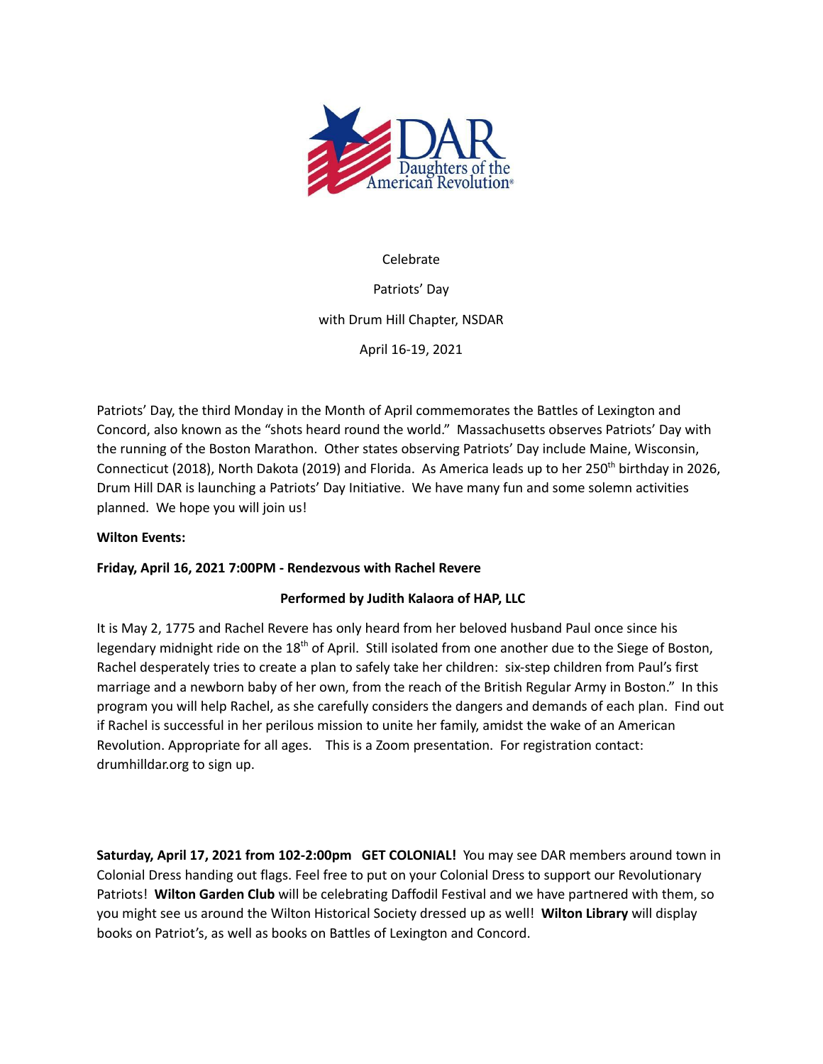Celebrate

Patriots' Day

with Drum Hill Chapter, NSDAR

April 16-19, 2021

Patriots' Day, the third Monday in the Month of April commemorates the Battles of Lexington and Concord, also known as the "shots heard round the world." Massachusetts observes Patriots' Day with the running of the Boston Marathon. Other states observing Patriots' Day include Maine, Wisconsin, Connecticut (2018), North Dakota (2019) and Florida. As America leads up to her 250th birthday in 2026, Drum Hill DAR is launching a Patriots' Day Initiative. We have many fun and some solemn activities planned. We hope you will join us!

**Wilton Events:**

**Friday, April 16, 2021 7:00PM - Rendezvous with Rachel Revere**

**Performed by Judith Kalaora of HAP, LLC**

It is May 2, 1775 and Rachel Revere has only heard from her beloved husband Paul once since his legendary midnight ride on the 18th of April. Still isolated from one another due to the Siege of Boston, Rachel desperately tries to create a plan to safely take her children: six-step children from Paul's first marriage and a newborn baby of her own, from the reach of the British Regular Army in Boston." In this program you will help Rachel, as she carefully considers the dangers and demands of each plan. Find out if Rachel is successful in her perilous mission to unite her family, amidst the wake of an American Revolution. Appropriate for all ages. This is a Zoom presentation. For registration contact: drumhilldar.org to sign up.

**Saturday, April 17, 2021 from 102-2:00pm GET COLONIAL!** You may see DAR members around town in Colonial Dress handing out flags. Feel free to put on your Colonial Dress to support our Revolutionary Patriots! **Wilton Garden Club** will be celebrating Daffodil Festival and we have partnered with them, so you might see us around the Wilton Historical Society dressed up as well! **Wilton Library** will display books on Patriot's, as well as books on Battles of Lexington and Concord.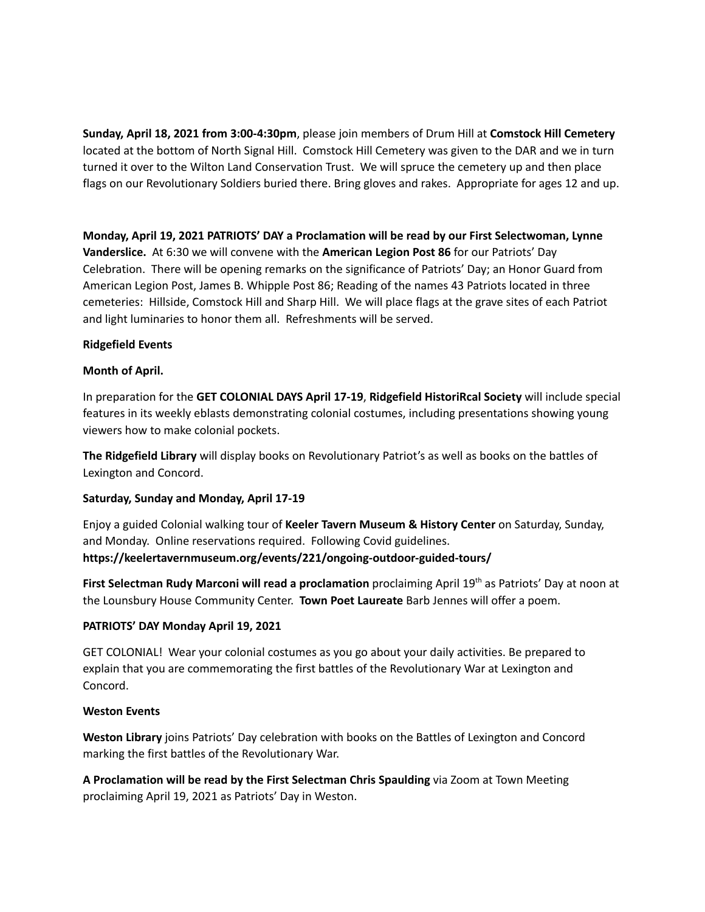**Sunday, April 18, 2021 from 3:00-4:30pm**, please join members of Drum Hill at **Comstock Hill Cemetery** located at the bottom of North Signal Hill. Comstock Hill Cemetery was given to the DAR and we in turn turned it over to the Wilton Land Conservation Trust. We will spruce the cemetery up and then place flags on our Revolutionary Soldiers buried there. Bring gloves and rakes. Appropriate for ages 12 and up.

**Monday, April 19, 2021 PATRIOTS' DAY a Proclamation will be read by our First Selectwoman, Lynne Vanderslice.** At 6:30 we will convene with the **American Legion Post 86** for our Patriots' Day Celebration. There will be opening remarks on the significance of Patriots' Day; an Honor Guard from American Legion Post, James B. Whipple Post 86; Reading of the names 43 Patriots located in three cemeteries: Hillside, Comstock Hill and Sharp Hill. We will place flags at the grave sites of each Patriot and light luminaries to honor them all. Refreshments will be served.

**Ridgefield Events**

**Month of April.**

In preparation for the **GET COLONIAL DAYS April 17-19**, **Ridgefield HistoriRcal Society** will include special features in its weekly eblasts demonstrating colonial costumes, including presentations showing young viewers how to make colonial pockets.

**The Ridgefield Library** will display books on Revolutionary Patriot's as well as books on the battles of Lexington and Concord.

**Saturday, Sunday and Monday, April 17-19**

Enjoy a guided Colonial walking tour of **Keeler Tavern Museum & History Center** on Saturday, Sunday, and Monday. Online reservations required. Following Covid guidelines.
**https://keelertavernmuseum.org/events/221/ongoing-outdoor-guided-tours/**

**First Selectman Rudy Marconi will read a proclamation** proclaiming April 19th as Patriots' Day at noon at the Lounsbury House Community Center. **Town Poet Laureate** Barb Jennes will offer a poem.

**PATRIOTS' DAY Monday April 19, 2021**

GET COLONIAL! Wear your colonial costumes as you go about your daily activities. Be prepared to explain that you are commemorating the first battles of the Revolutionary War at Lexington and Concord.

**Weston Events**

**Weston Library** joins Patriots' Day celebration with books on the Battles of Lexington and Concord marking the first battles of the Revolutionary War.

**A Proclamation will be read by the First Selectman Chris Spaulding** via Zoom at Town Meeting proclaiming April 19, 2021 as Patriots' Day in Weston.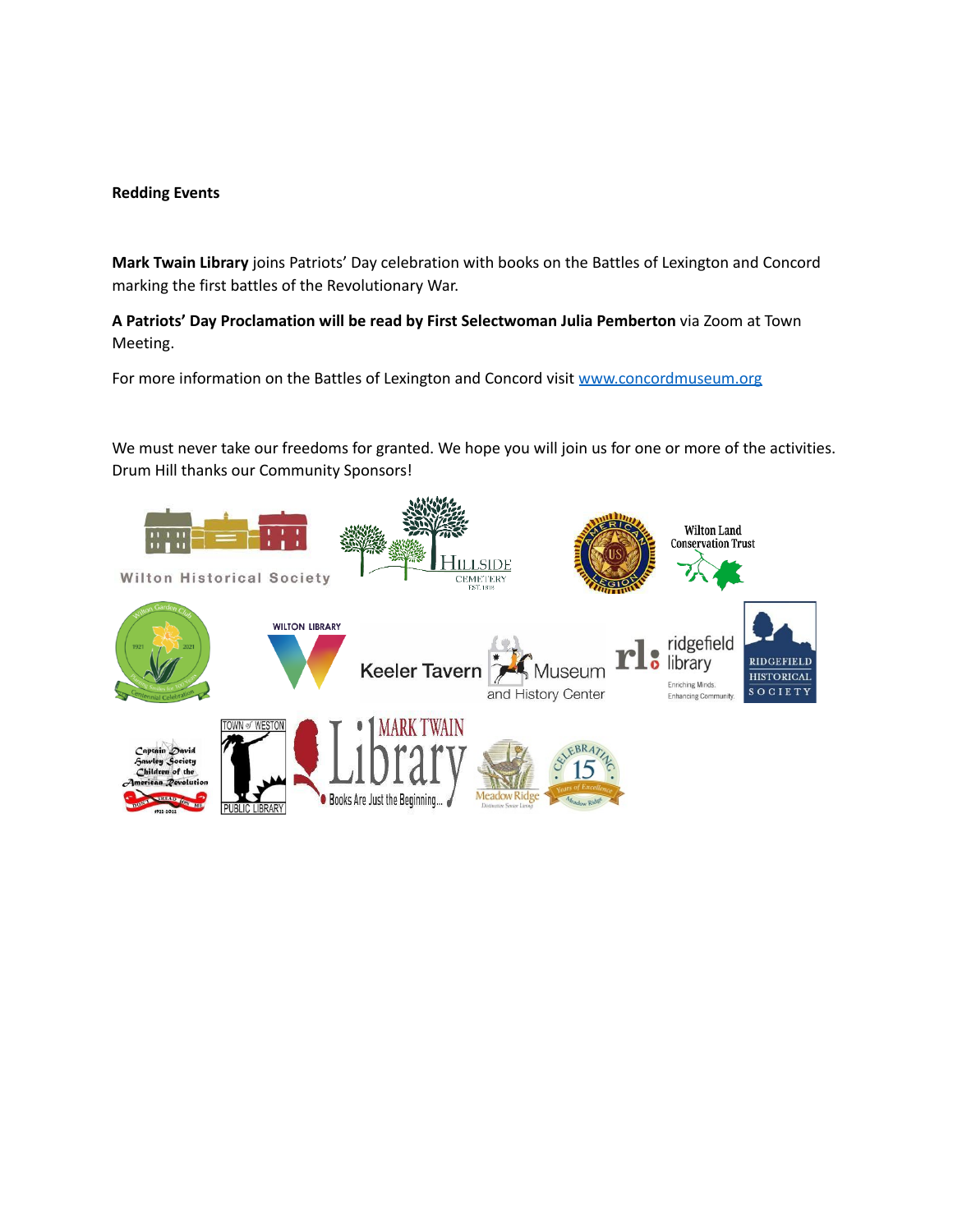**Redding Events**

**Mark Twain Library** joins Patriots' Day celebration with books on the Battles of Lexington and Concord marking the first battles of the Revolutionary War.

**A Patriots' Day Proclamation will be read by First Selectwoman Julia Pemberton** via Zoom at Town Meeting.

For more information on the Battles of Lexington and Concord visit [www.concordmuseum.org](http://www.concordmuseum.org)

We must never take our freedoms for granted. We hope you will join us for one or more of the activities. Drum Hill thanks our Community Sponsors!